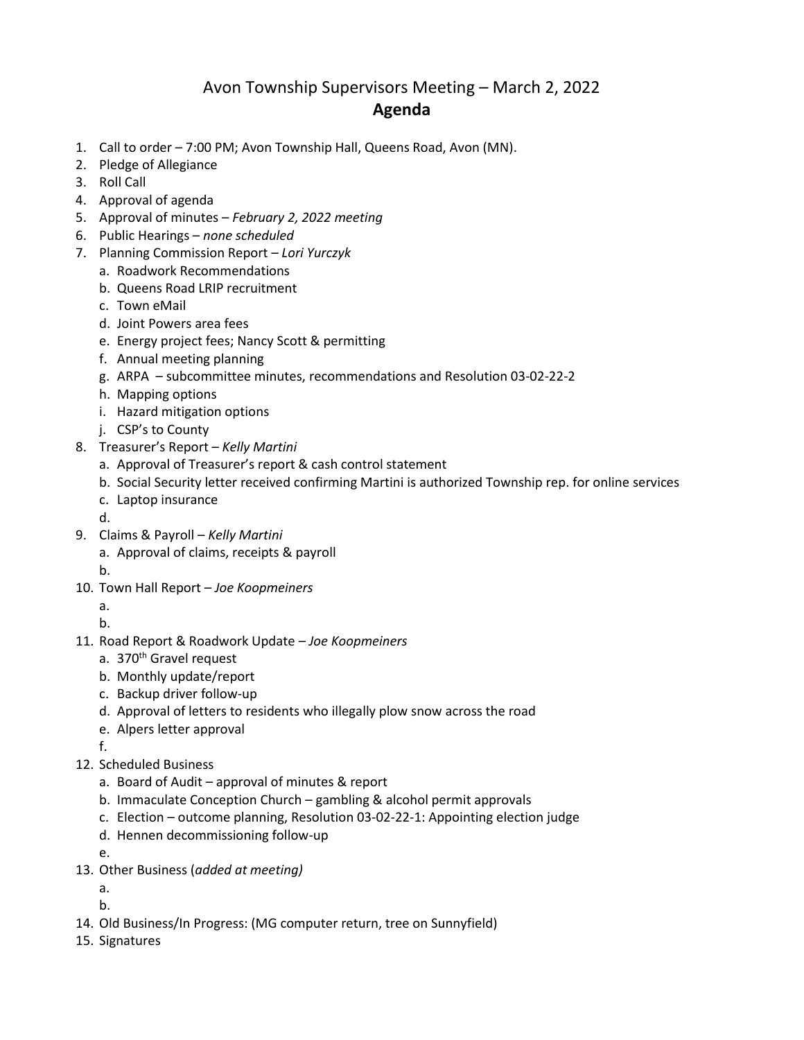# Avon Township Supervisors Meeting – March 2, 2022

## Agenda

1. Call to order – 7:00 PM; Avon Township Hall, Queens Road, Avon (MN).
2. Pledge of Allegiance
3. Roll Call
4. Approval of agenda
5. Approval of minutes – *February 2, 2022 meeting*
6. Public Hearings – *none scheduled*
7. Planning Commission Report – *Lori Yurczyk*
   a. Roadwork Recommendations
   b. Queens Road LRIP recruitment
   c. Town eMail
   d. Joint Powers area fees
   e. Energy project fees; Nancy Scott & permitting
   f. Annual meeting planning
   g. ARPA – subcommittee minutes, recommendations and Resolution 03-02-22-2
   h. Mapping options
   i. Hazard mitigation options
   j. CSP's to County
8. Treasurer's Report – *Kelly Martini*
   a. Approval of Treasurer's report & cash control statement
   b. Social Security letter received confirming Martini is authorized Township rep. for online services
   c. Laptop insurance
   d.
9. Claims & Payroll – *Kelly Martini*
   a. Approval of claims, receipts & payroll
   b.
10. Town Hall Report – *Joe Koopmeiners*
    a.
    b.
11. Road Report & Roadwork Update – *Joe Koopmeiners*
    a. 370th Gravel request
    b. Monthly update/report
    c. Backup driver follow-up
    d. Approval of letters to residents who illegally plow snow across the road
    e. Alpers letter approval
    f.
12. Scheduled Business
    a. Board of Audit – approval of minutes & report
    b. Immaculate Conception Church – gambling & alcohol permit approvals
    c. Election – outcome planning, Resolution 03-02-22-1: Appointing election judge
    d. Hennen decommissioning follow-up
    e.
13. Other Business (*added at meeting)*
    a.
    b.
14. Old Business/In Progress: (MG computer return, tree on Sunnyfield)
15. Signatures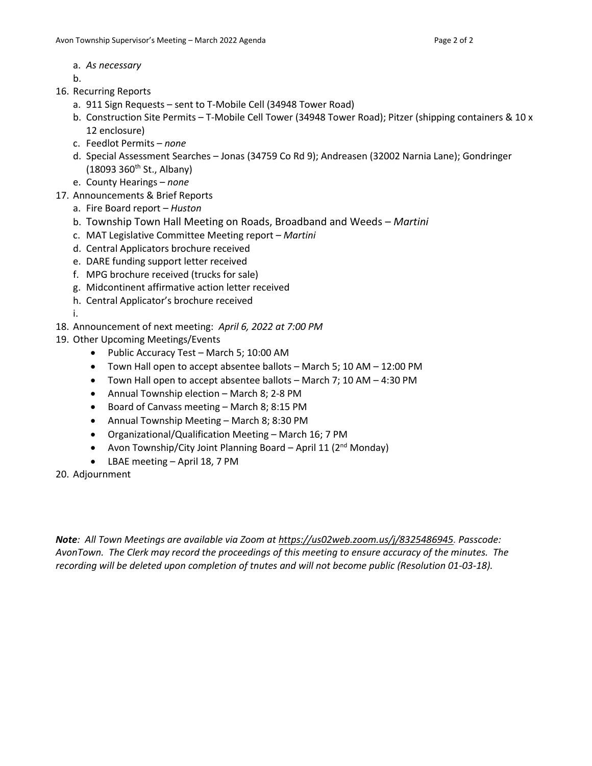a. *As necessary*

b.

16. Recurring Reports
    a. 911 Sign Requests – sent to T-Mobile Cell (34948 Tower Road)
    b. Construction Site Permits – T-Mobile Cell Tower (34948 Tower Road); Pitzer (shipping containers & 10 x 12 enclosure)
    c. Feedlot Permits – *none*
    d. Special Assessment Searches – Jonas (34759 Co Rd 9); Andreasen (32002 Narnia Lane); Gondringer (18093 360th St., Albany)
    e. County Hearings – *none*
17. Announcements & Brief Reports
    a. Fire Board report – *Huston*
    b. Township Town Hall Meeting on Roads, Broadband and Weeds – *Martini*
    c. MAT Legislative Committee Meeting report – *Martini*
    d. Central Applicators brochure received
    e. DARE funding support letter received
    f. MPG brochure received (trucks for sale)
    g. Midcontinent affirmative action letter received
    h. Central Applicator's brochure received
    i.
18. Announcement of next meeting: *April 6, 2022 at 7:00 PM*
19. Other Upcoming Meetings/Events
    - Public Accuracy Test – March 5; 10:00 AM
    - Town Hall open to accept absentee ballots – March 5; 10 AM – 12:00 PM
    - Town Hall open to accept absentee ballots – March 7; 10 AM – 4:30 PM
    - Annual Township election – March 8; 2-8 PM
    - Board of Canvass meeting – March 8; 8:15 PM
    - Annual Township Meeting – March 8; 8:30 PM
    - Organizational/Qualification Meeting – March 16; 7 PM
    - Avon Township/City Joint Planning Board – April 11 (2nd Monday)
    - LBAE meeting – April 18, 7 PM
20. Adjournment

***Note**: All Town Meetings are available via Zoom at https://us02web.zoom.us/j/8325486945. Passcode: AvonTown. The Clerk may record the proceedings of this meeting to ensure accuracy of the minutes. The recording will be deleted upon completion of tnutes and will not become public (Resolution 01-03-18).*